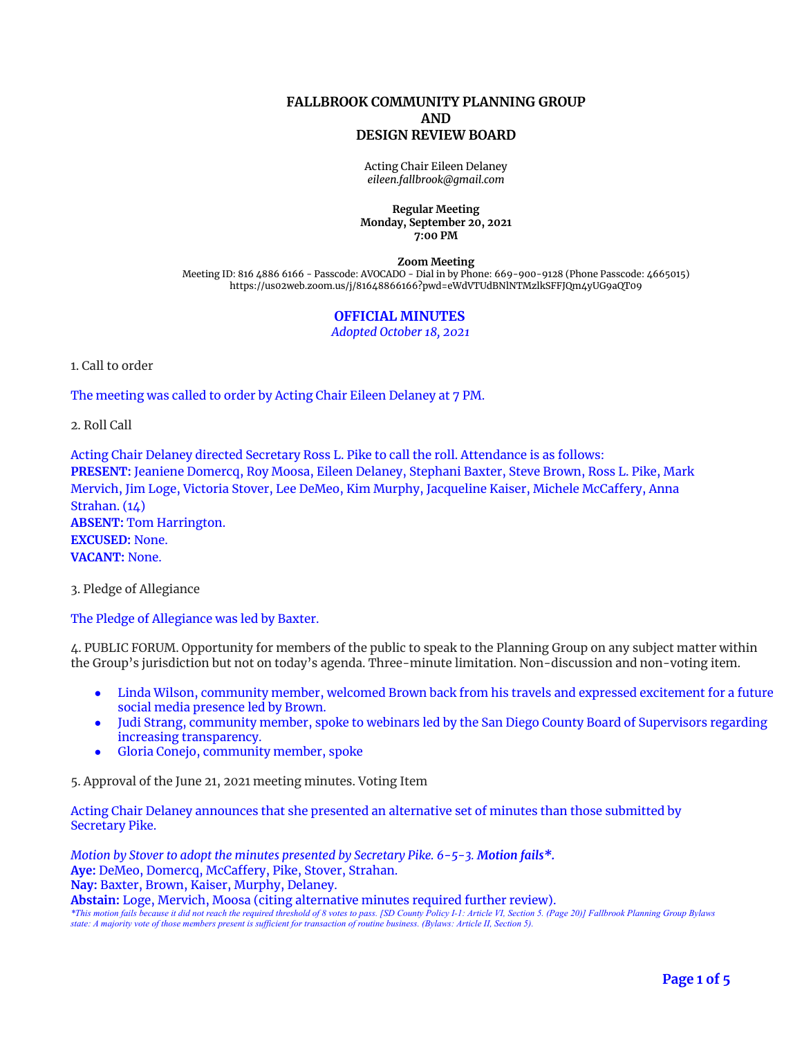# FALLBROOK COMMUNITY PLANNING GROUP
# AND
# DESIGN REVIEW BOARD

Acting Chair Eileen Delaney
*eileen.fallbrook@gmail.com*

**Regular Meeting**
**Monday, September 20, 2021**
**7:00 PM**

**Zoom Meeting**
Meeting ID: 816 4886 6166 - Passcode: AVOCADO - Dial in by Phone: 669-900-9128 (Phone Passcode: 4665015)
https://us02web.zoom.us/j/81648866166?pwd=eWdVTUdBNlNTMzlkSFFJQm4yUG9aQT09

## OFFICIAL MINUTES

*Adopted October 18, 2021*

1. Call to order

The meeting was called to order by Acting Chair Eileen Delaney at 7 PM.

2. Roll Call

Acting Chair Delaney directed Secretary Ross L. Pike to call the roll. Attendance is as follows:
**PRESENT:** Jeaniene Domercq, Roy Moosa, Eileen Delaney, Stephani Baxter, Steve Brown, Ross L. Pike, Mark Mervich, Jim Loge, Victoria Stover, Lee DeMeo, Kim Murphy, Jacqueline Kaiser, Michele McCaffery, Anna Strahan. (14)
**ABSENT:** Tom Harrington.
**EXCUSED:** None.
**VACANT:** None.

3. Pledge of Allegiance

The Pledge of Allegiance was led by Baxter.

4. PUBLIC FORUM. Opportunity for members of the public to speak to the Planning Group on any subject matter within the Group's jurisdiction but not on today's agenda. Three-minute limitation. Non-discussion and non-voting item.

- Linda Wilson, community member, welcomed Brown back from his travels and expressed excitement for a future social media presence led by Brown.
- Judi Strang, community member, spoke to webinars led by the San Diego County Board of Supervisors regarding increasing transparency.
- Gloria Conejo, community member, spoke

5. Approval of the June 21, 2021 meeting minutes. Voting Item

Acting Chair Delaney announces that she presented an alternative set of minutes than those submitted by Secretary Pike.

*Motion by Stover to adopt the minutes presented by Secretary Pike. 6-5-3.* ***Motion fails*****.**
**Aye:** DeMeo, Domercq, McCaffery, Pike, Stover, Strahan.
**Nay:** Baxter, Brown, Kaiser, Murphy, Delaney.
**Abstain:** Loge, Mervich, Moosa (citing alternative minutes required further review).
*\*This motion fails because it did not reach the required threshold of 8 votes to pass. [SD County Policy I-1: Article VI, Section 5. (Page 20)] Fallbrook Planning Group Bylaws state: A majority vote of those members present is sufficient for transaction of routine business. (Bylaws: Article II, Section 5).*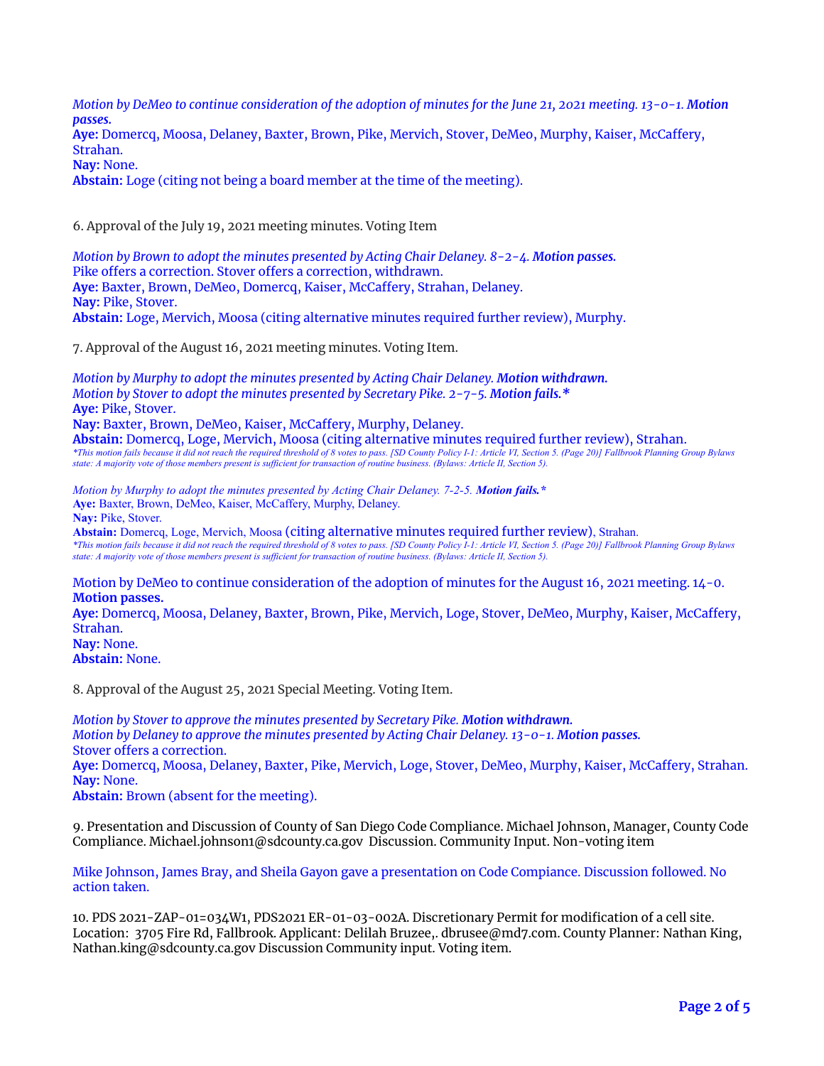*Motion by DeMeo to continue consideration of the adoption of minutes for the June 21, 2021 meeting. 13-0-1.* ***Motion passes.***
**Aye:** Domercq, Moosa, Delaney, Baxter, Brown, Pike, Mervich, Stover, DeMeo, Murphy, Kaiser, McCaffery, Strahan.
**Nay:** None.
**Abstain:** Loge (citing not being a board member at the time of the meeting).

6. Approval of the July 19, 2021 meeting minutes. Voting Item

*Motion by Brown to adopt the minutes presented by Acting Chair Delaney. 8-2-4.* ***Motion passes.***
Pike offers a correction. Stover offers a correction, withdrawn.
**Aye:** Baxter, Brown, DeMeo, Domercq, Kaiser, McCaffery, Strahan, Delaney.
**Nay:** Pike, Stover.
**Abstain:** Loge, Mervich, Moosa (citing alternative minutes required further review), Murphy.

7. Approval of the August 16, 2021 meeting minutes. Voting Item.

*Motion by Murphy to adopt the minutes presented by Acting Chair Delaney.* ***Motion withdrawn.***
*Motion by Stover to adopt the minutes presented by Secretary Pike. 2-7-5.* ***Motion fails.****
**Aye:** Pike, Stover.
**Nay:** Baxter, Brown, DeMeo, Kaiser, McCaffery, Murphy, Delaney.
**Abstain:** Domercq, Loge, Mervich, Moosa (citing alternative minutes required further review), Strahan.
*\*This motion fails because it did not reach the required threshold of 8 votes to pass. [SD County Policy I-1: Article VI, Section 5. (Page 20)] Fallbrook Planning Group Bylaws state: A majority vote of those members present is sufficient for transaction of routine business. (Bylaws: Article II, Section 5).*

*Motion by Murphy to adopt the minutes presented by Acting Chair Delaney. 7-2-5.* ***Motion fails.****
**Aye:** Baxter, Brown, DeMeo, Kaiser, McCaffery, Murphy, Delaney.
**Nay:** Pike, Stover.
**Abstain:** Domercq, Loge, Mervich, Moosa (citing alternative minutes required further review), Strahan.
*\*This motion fails because it did not reach the required threshold of 8 votes to pass. [SD County Policy I-1: Article VI, Section 5. (Page 20)] Fallbrook Planning Group Bylaws state: A majority vote of those members present is sufficient for transaction of routine business. (Bylaws: Article II, Section 5).*

Motion by DeMeo to continue consideration of the adoption of minutes for the August 16, 2021 meeting. 14-0. **Motion passes.**
**Aye:** Domercq, Moosa, Delaney, Baxter, Brown, Pike, Mervich, Loge, Stover, DeMeo, Murphy, Kaiser, McCaffery, Strahan.
**Nay:** None.
**Abstain:** None.

8. Approval of the August 25, 2021 Special Meeting. Voting Item.

*Motion by Stover to approve the minutes presented by Secretary Pike.* ***Motion withdrawn.***
*Motion by Delaney to approve the minutes presented by Acting Chair Delaney. 13-0-1.* ***Motion passes.***
Stover offers a correction.
**Aye:** Domercq, Moosa, Delaney, Baxter, Pike, Mervich, Loge, Stover, DeMeo, Murphy, Kaiser, McCaffery, Strahan.
**Nay:** None.
**Abstain:** Brown (absent for the meeting).

9. Presentation and Discussion of County of San Diego Code Compliance. Michael Johnson, Manager, County Code Compliance. Michael.johnson1@sdcounty.ca.gov Discussion. Community Input. Non-voting item

Mike Johnson, James Bray, and Sheila Gayon gave a presentation on Code Compiance. Discussion followed. No action taken.

10. PDS 2021-ZAP-01=034W1, PDS2021 ER-01-03-002A. Discretionary Permit for modification of a cell site. Location: 3705 Fire Rd, Fallbrook. Applicant: Delilah Bruzee,. dbrusee@md7.com. County Planner: Nathan King, Nathan.king@sdcounty.ca.gov Discussion Community input. Voting item.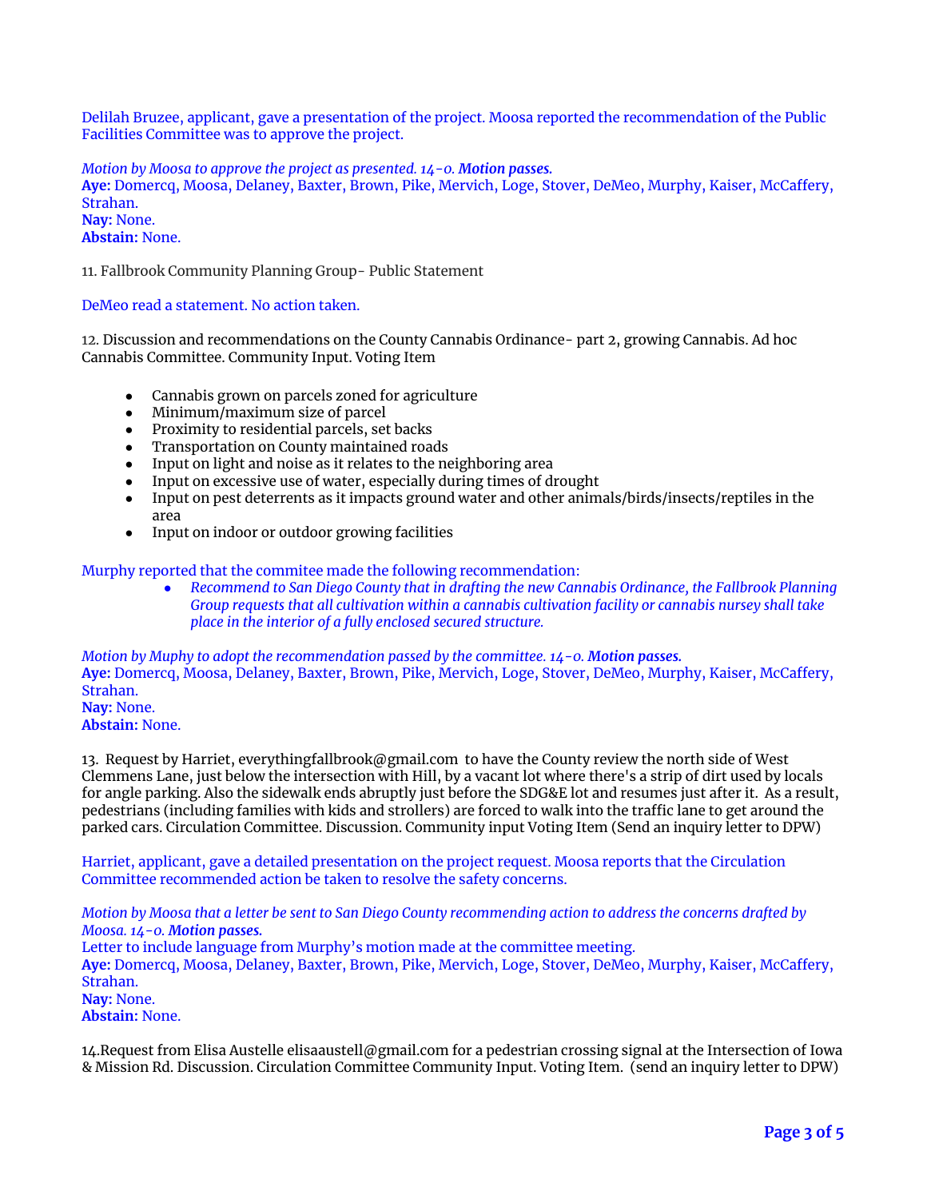Delilah Bruzee, applicant, gave a presentation of the project. Moosa reported the recommendation of the Public Facilities Committee was to approve the project.

*Motion by Moosa to approve the project as presented. 14-0.* ***Motion passes.***
**Aye:** Domercq, Moosa, Delaney, Baxter, Brown, Pike, Mervich, Loge, Stover, DeMeo, Murphy, Kaiser, McCaffery, Strahan.
**Nay:** None.
**Abstain:** None.

11. Fallbrook Community Planning Group- Public Statement

DeMeo read a statement. No action taken.

12. Discussion and recommendations on the County Cannabis Ordinance- part 2, growing Cannabis. Ad hoc Cannabis Committee. Community Input. Voting Item

- Cannabis grown on parcels zoned for agriculture
- Minimum/maximum size of parcel
- Proximity to residential parcels, set backs
- Transportation on County maintained roads
- Input on light and noise as it relates to the neighboring area
- Input on excessive use of water, especially during times of drought
- Input on pest deterrents as it impacts ground water and other animals/birds/insects/reptiles in the area
- Input on indoor or outdoor growing facilities

Murphy reported that the commitee made the following recommendation:

- *Recommend to San Diego County that in drafting the new Cannabis Ordinance, the Fallbrook Planning Group requests that all cultivation within a cannabis cultivation facility or cannabis nursey shall take place in the interior of a fully enclosed secured structure.*

*Motion by Muphy to adopt the recommendation passed by the committee. 14-0.* ***Motion passes.***
**Aye:** Domercq, Moosa, Delaney, Baxter, Brown, Pike, Mervich, Loge, Stover, DeMeo, Murphy, Kaiser, McCaffery, Strahan.
**Nay:** None.
**Abstain:** None.

13. Request by Harriet, everythingfallbrook@gmail.com to have the County review the north side of West Clemmens Lane, just below the intersection with Hill, by a vacant lot where there's a strip of dirt used by locals for angle parking. Also the sidewalk ends abruptly just before the SDG&E lot and resumes just after it. As a result, pedestrians (including families with kids and strollers) are forced to walk into the traffic lane to get around the parked cars. Circulation Committee. Discussion. Community input Voting Item (Send an inquiry letter to DPW)

Harriet, applicant, gave a detailed presentation on the project request. Moosa reports that the Circulation Committee recommended action be taken to resolve the safety concerns.

*Motion by Moosa that a letter be sent to San Diego County recommending action to address the concerns drafted by Moosa. 14-0.* ***Motion passes.***
Letter to include language from Murphy's motion made at the committee meeting.
**Aye:** Domercq, Moosa, Delaney, Baxter, Brown, Pike, Mervich, Loge, Stover, DeMeo, Murphy, Kaiser, McCaffery, Strahan.
**Nay:** None.
**Abstain:** None.

14.Request from Elisa Austelle elisaaustell@gmail.com for a pedestrian crossing signal at the Intersection of Iowa & Mission Rd. Discussion. Circulation Committee Community Input. Voting Item. (send an inquiry letter to DPW)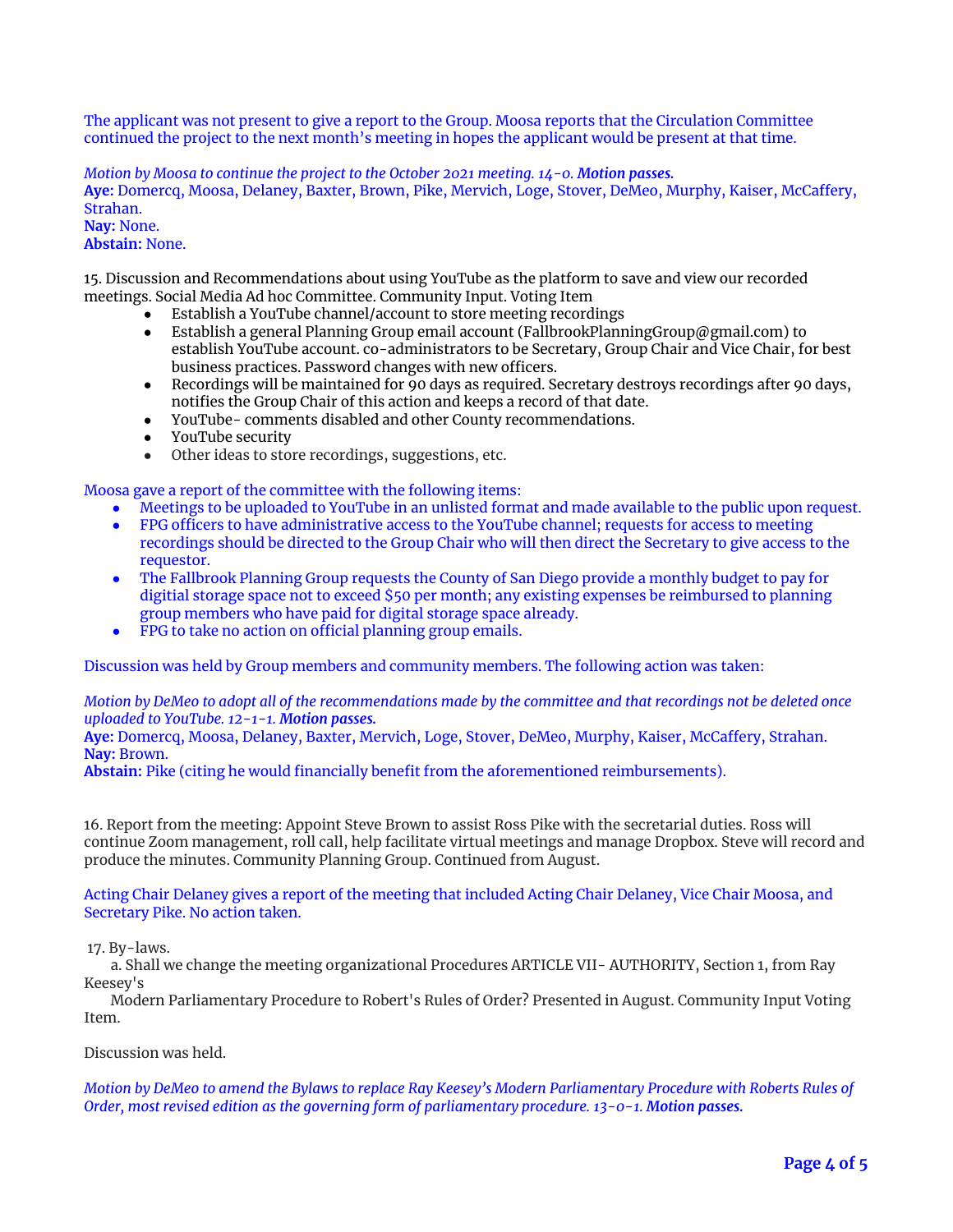The applicant was not present to give a report to the Group. Moosa reports that the Circulation Committee continued the project to the next month's meeting in hopes the applicant would be present at that time.

*Motion by Moosa to continue the project to the October 2021 meeting. 14-0.* ***Motion passes.***
**Aye:** Domercq, Moosa, Delaney, Baxter, Brown, Pike, Mervich, Loge, Stover, DeMeo, Murphy, Kaiser, McCaffery, Strahan.
**Nay:** None.
**Abstain:** None.

15. Discussion and Recommendations about using YouTube as the platform to save and view our recorded meetings. Social Media Ad hoc Committee. Community Input. Voting Item

- Establish a YouTube channel/account to store meeting recordings
- Establish a general Planning Group email account (FallbrookPlanningGroup@gmail.com) to establish YouTube account. co-administrators to be Secretary, Group Chair and Vice Chair, for best business practices. Password changes with new officers.
- Recordings will be maintained for 90 days as required. Secretary destroys recordings after 90 days, notifies the Group Chair of this action and keeps a record of that date.
- YouTube- comments disabled and other County recommendations.
- YouTube security
- Other ideas to store recordings, suggestions, etc.

Moosa gave a report of the committee with the following items:

- Meetings to be uploaded to YouTube in an unlisted format and made available to the public upon request.
- FPG officers to have administrative access to the YouTube channel; requests for access to meeting recordings should be directed to the Group Chair who will then direct the Secretary to give access to the requestor.
- The Fallbrook Planning Group requests the County of San Diego provide a monthly budget to pay for digitial storage space not to exceed $50 per month; any existing expenses be reimbursed to planning group members who have paid for digital storage space already.
- FPG to take no action on official planning group emails.

Discussion was held by Group members and community members. The following action was taken:

*Motion by DeMeo to adopt all of the recommendations made by the committee and that recordings not be deleted once uploaded to YouTube. 12-1-1.* ***Motion passes.***
**Aye:** Domercq, Moosa, Delaney, Baxter, Mervich, Loge, Stover, DeMeo, Murphy, Kaiser, McCaffery, Strahan.
**Nay:** Brown.
**Abstain:** Pike (citing he would financially benefit from the aforementioned reimbursements).

16. Report from the meeting: Appoint Steve Brown to assist Ross Pike with the secretarial duties. Ross will continue Zoom management, roll call, help facilitate virtual meetings and manage Dropbox. Steve will record and produce the minutes. Community Planning Group. Continued from August.

Acting Chair Delaney gives a report of the meeting that included Acting Chair Delaney, Vice Chair Moosa, and Secretary Pike. No action taken.

17. By-laws.

a. Shall we change the meeting organizational Procedures ARTICLE VII- AUTHORITY, Section 1, from Ray Keesey's Modern Parliamentary Procedure to Robert's Rules of Order? Presented in August. Community Input Voting Item.

Discussion was held.

*Motion by DeMeo to amend the Bylaws to replace Ray Keesey's Modern Parliamentary Procedure with Roberts Rules of Order, most revised edition as the governing form of parliamentary procedure. 13-0-1.* ***Motion passes.***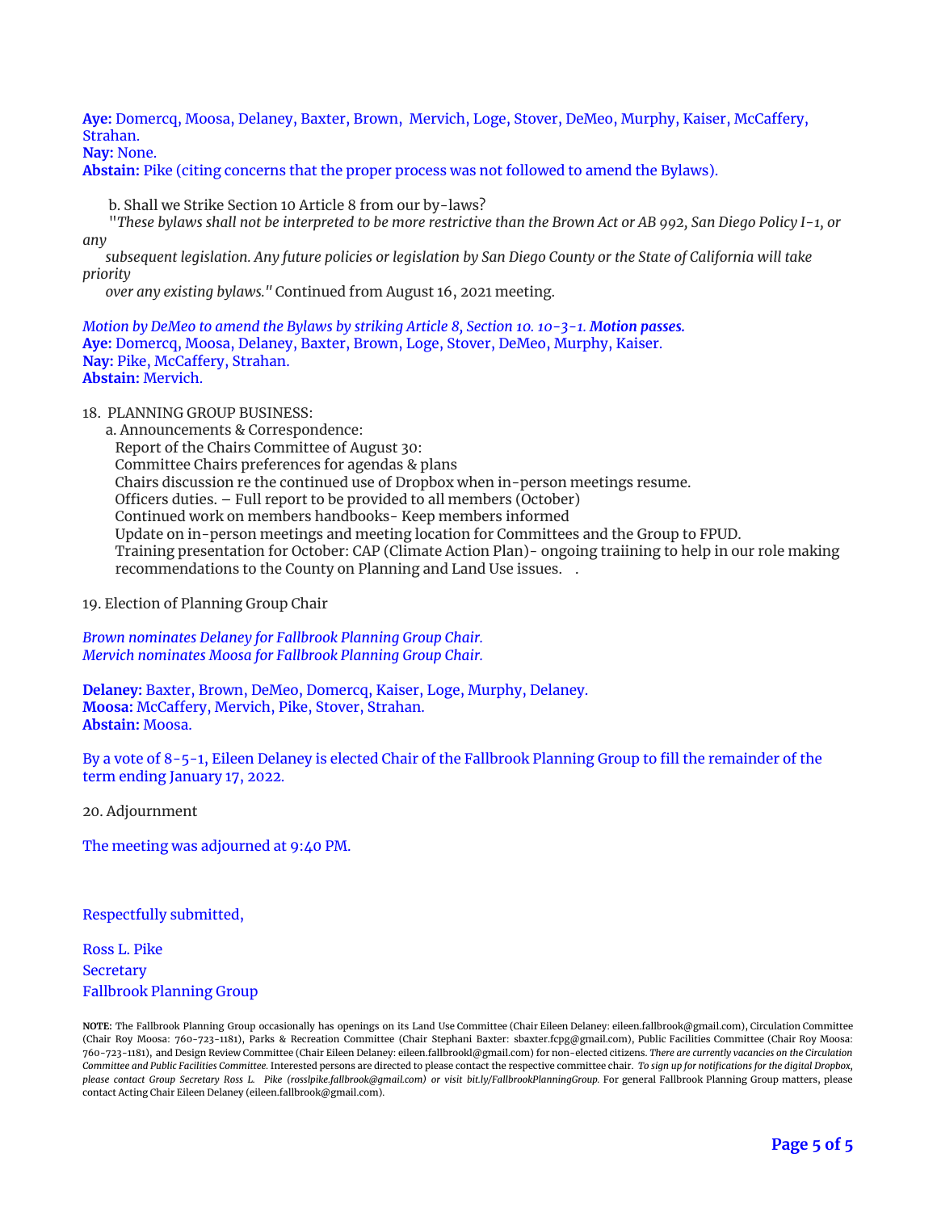**Aye:** Domercq, Moosa, Delaney, Baxter, Brown, Mervich, Loge, Stover, DeMeo, Murphy, Kaiser, McCaffery, Strahan.
**Nay:** None.
**Abstain:** Pike (citing concerns that the proper process was not followed to amend the Bylaws).

b. Shall we Strike Section 10 Article 8 from our by-laws?
"*These bylaws shall not be interpreted to be more restrictive than the Brown Act or AB 992, San Diego Policy I-1, or any subsequent legislation. Any future policies or legislation by San Diego County or the State of California will take priority over any existing bylaws.*" Continued from August 16, 2021 meeting.

*Motion by DeMeo to amend the Bylaws by striking Article 8, Section 10. 10-3-1.* ***Motion passes.***
**Aye:** Domercq, Moosa, Delaney, Baxter, Brown, Loge, Stover, DeMeo, Murphy, Kaiser.
**Nay:** Pike, McCaffery, Strahan.
**Abstain:** Mervich.

18. PLANNING GROUP BUSINESS:

a. Announcements & Correspondence:
Report of the Chairs Committee of August 30:
Committee Chairs preferences for agendas & plans
Chairs discussion re the continued use of Dropbox when in-person meetings resume.
Officers duties. – Full report to be provided to all members (October)
Continued work on members handbooks- Keep members informed
Update on in-person meetings and meeting location for Committees and the Group to FPUD.
Training presentation for October: CAP (Climate Action Plan)- ongoing traiining to help in our role making recommendations to the County on Planning and Land Use issues. .

19. Election of Planning Group Chair

*Brown nominates Delaney for Fallbrook Planning Group Chair.*
*Mervich nominates Moosa for Fallbrook Planning Group Chair.*

**Delaney:** Baxter, Brown, DeMeo, Domercq, Kaiser, Loge, Murphy, Delaney.
**Moosa:** McCaffery, Mervich, Pike, Stover, Strahan.
**Abstain:** Moosa.

By a vote of 8-5-1, Eileen Delaney is elected Chair of the Fallbrook Planning Group to fill the remainder of the term ending January 17, 2022.

20. Adjournment

The meeting was adjourned at 9:40 PM.

Respectfully submitted,

Ross L. Pike
Secretary
Fallbrook Planning Group

**NOTE:** The Fallbrook Planning Group occasionally has openings on its Land Use Committee (Chair Eileen Delaney: eileen.fallbrook@gmail.com), Circulation Committee (Chair Roy Moosa: 760-723-1181), Parks & Recreation Committee (Chair Stephani Baxter: sbaxter.fcpg@gmail.com), Public Facilities Committee (Chair Roy Moosa: 760-723-1181), and Design Review Committee (Chair Eileen Delaney: eileen.fallbrookl@gmail.com) for non-elected citizens. *There are currently vacancies on the Circulation Committee and Public Facilities Committee.* Interested persons are directed to please contact the respective committee chair. *To sign up for notifications for the digital Dropbox, please contact Group Secretary Ross L. Pike (rosslpike.fallbrook@gmail.com) or visit bit.ly/FallbrookPlanningGroup.* For general Fallbrook Planning Group matters, please contact Acting Chair Eileen Delaney (eileen.fallbrook@gmail.com).